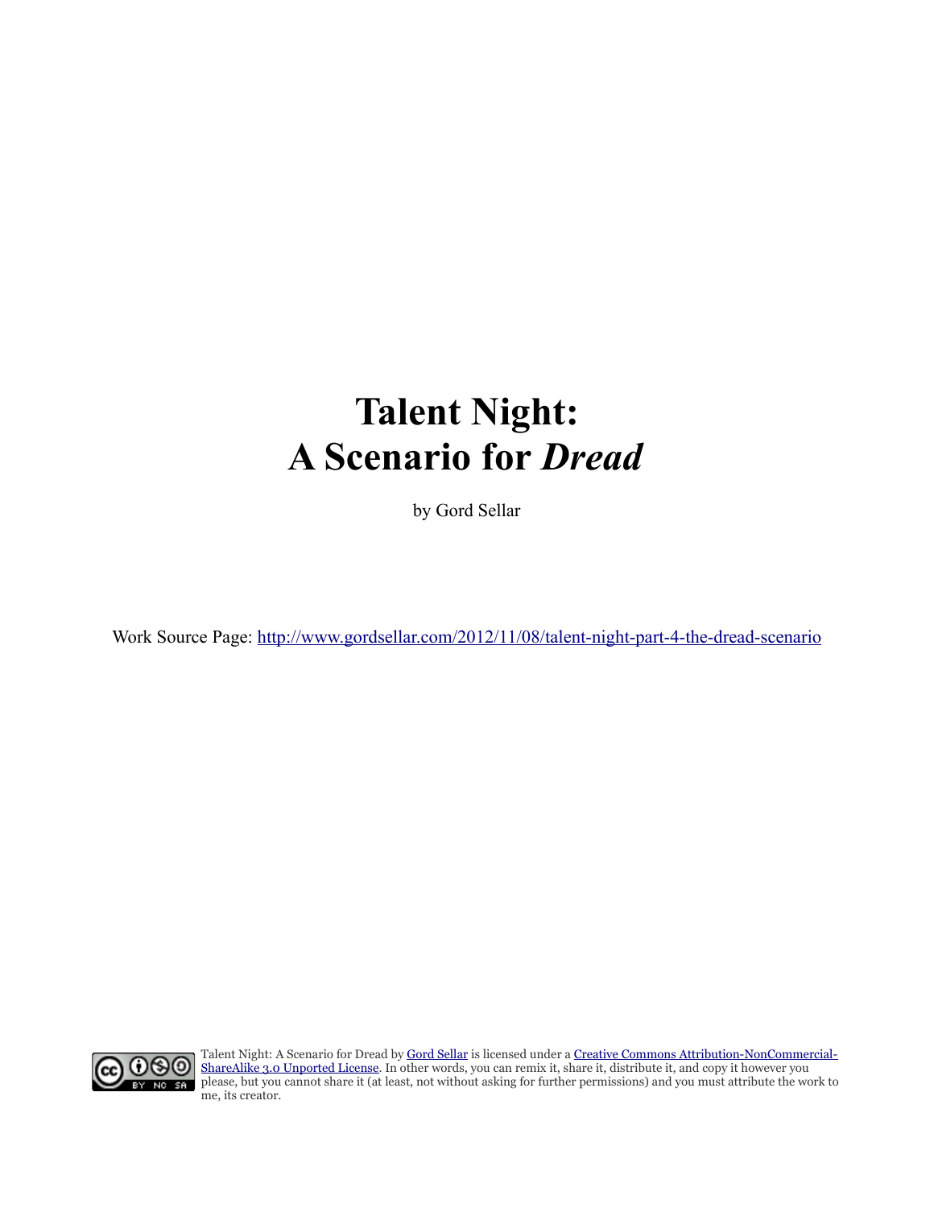# Talent Night: A Scenario for *Dread*

by Gord Sellar

Work Source Page: [http://www.gordsellar.com/2012/11/08/talent-night-part-4-the-dread-scenario](http://www.gordsellar.com/2012/11/08/talent-night-part-4-the-dread-scenario)

Talent Night: A Scenario for Dread by [Gord Sellar](#) is licensed under a [Creative Commons Attribution-NonCommercial-ShareAlike 3.0 Unported License](#). In other words, you can remix it, share it, distribute it, and copy it however you please, but you cannot share it (at least, not without asking for further permissions) and you must attribute the work to me, its creator.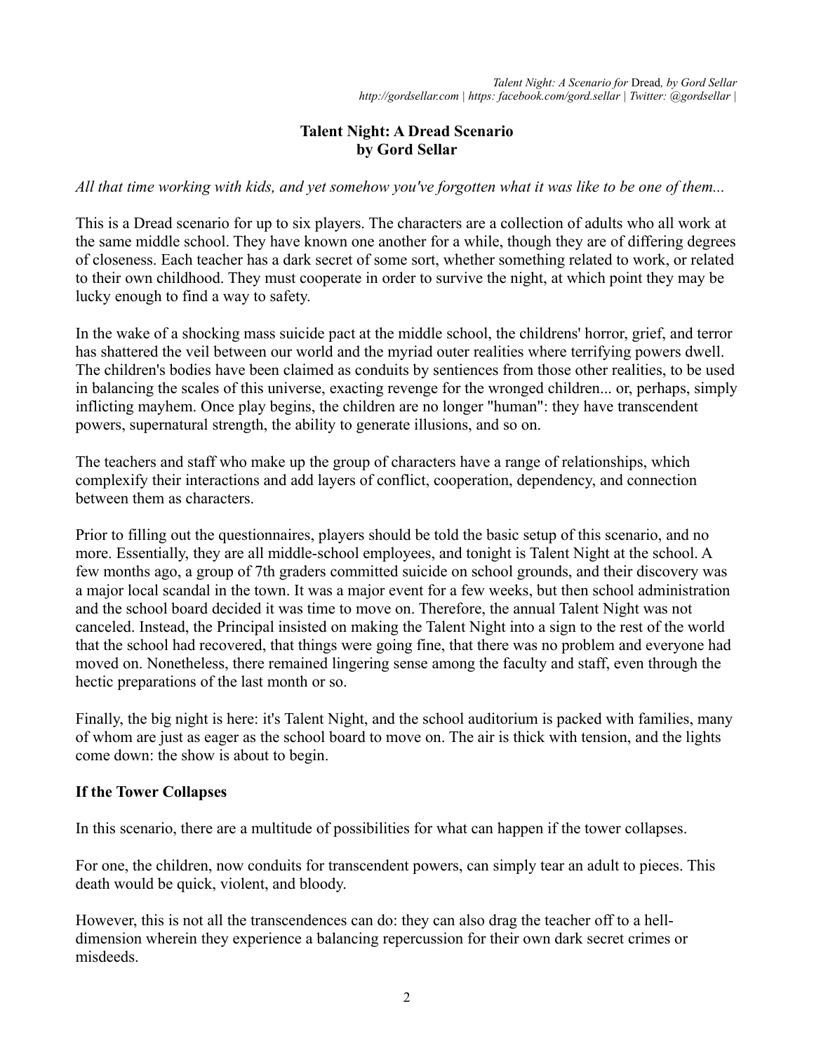## Talent Night: A Dread Scenario
## by Gord Sellar

*All that time working with kids, and yet somehow you've forgotten what it was like to be one of them...*

This is a Dread scenario for up to six players. The characters are a collection of adults who all work at the same middle school. They have known one another for a while, though they are of differing degrees of closeness. Each teacher has a dark secret of some sort, whether something related to work, or related to their own childhood. They must cooperate in order to survive the night, at which point they may be lucky enough to find a way to safety.

In the wake of a shocking mass suicide pact at the middle school, the childrens' horror, grief, and terror has shattered the veil between our world and the myriad outer realities where terrifying powers dwell. The children's bodies have been claimed as conduits by sentiences from those other realities, to be used in balancing the scales of this universe, exacting revenge for the wronged children... or, perhaps, simply inflicting mayhem. Once play begins, the children are no longer "human": they have transcendent powers, supernatural strength, the ability to generate illusions, and so on.

The teachers and staff who make up the group of characters have a range of relationships, which complexify their interactions and add layers of conflict, cooperation, dependency, and connection between them as characters.

Prior to filling out the questionnaires, players should be told the basic setup of this scenario, and no more. Essentially, they are all middle-school employees, and tonight is Talent Night at the school. A few months ago, a group of 7th graders committed suicide on school grounds, and their discovery was a major local scandal in the town. It was a major event for a few weeks, but then school administration and the school board decided it was time to move on. Therefore, the annual Talent Night was not canceled. Instead, the Principal insisted on making the Talent Night into a sign to the rest of the world that the school had recovered, that things were going fine, that there was no problem and everyone had moved on. Nonetheless, there remained lingering sense among the faculty and staff, even through the hectic preparations of the last month or so.

Finally, the big night is here: it's Talent Night, and the school auditorium is packed with families, many of whom are just as eager as the school board to move on. The air is thick with tension, and the lights come down: the show is about to begin.

### If the Tower Collapses

In this scenario, there are a multitude of possibilities for what can happen if the tower collapses.

For one, the children, now conduits for transcendent powers, can simply tear an adult to pieces. This death would be quick, violent, and bloody.

However, this is not all the transcendences can do: they can also drag the teacher off to a hell-dimension wherein they experience a balancing repercussion for their own dark secret crimes or misdeeds.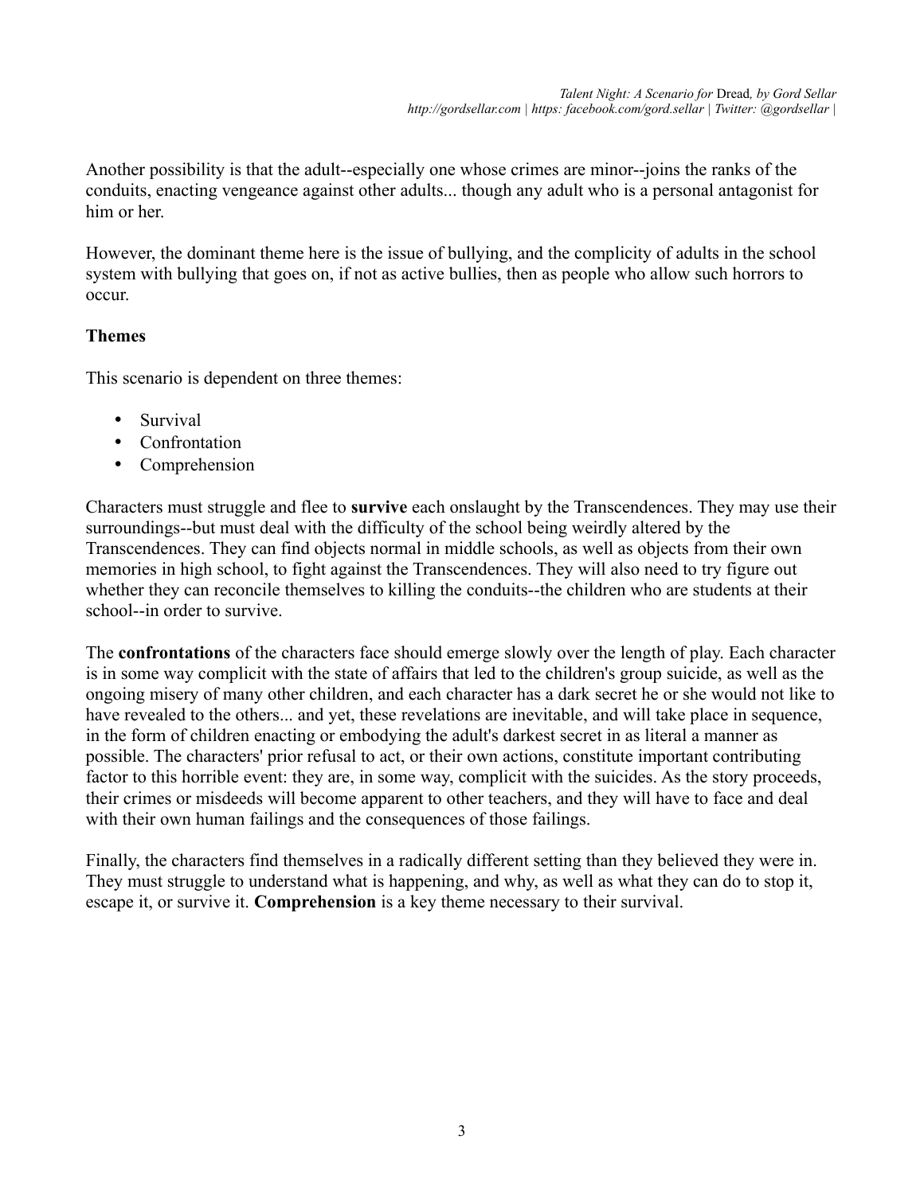Another possibility is that the adult--especially one whose crimes are minor--joins the ranks of the conduits, enacting vengeance against other adults... though any adult who is a personal antagonist for him or her.

However, the dominant theme here is the issue of bullying, and the complicity of adults in the school system with bullying that goes on, if not as active bullies, then as people who allow such horrors to occur.

**Themes**

This scenario is dependent on three themes:

- Survival
- Confrontation
- Comprehension

Characters must struggle and flee to **survive** each onslaught by the Transcendences. They may use their surroundings--but must deal with the difficulty of the school being weirdly altered by the Transcendences. They can find objects normal in middle schools, as well as objects from their own memories in high school, to fight against the Transcendences. They will also need to try figure out whether they can reconcile themselves to killing the conduits--the children who are students at their school--in order to survive.

The **confrontations** of the characters face should emerge slowly over the length of play. Each character is in some way complicit with the state of affairs that led to the children's group suicide, as well as the ongoing misery of many other children, and each character has a dark secret he or she would not like to have revealed to the others... and yet, these revelations are inevitable, and will take place in sequence, in the form of children enacting or embodying the adult's darkest secret in as literal a manner as possible. The characters' prior refusal to act, or their own actions, constitute important contributing factor to this horrible event: they are, in some way, complicit with the suicides. As the story proceeds, their crimes or misdeeds will become apparent to other teachers, and they will have to face and deal with their own human failings and the consequences of those failings.

Finally, the characters find themselves in a radically different setting than they believed they were in. They must struggle to understand what is happening, and why, as well as what they can do to stop it, escape it, or survive it. **Comprehension** is a key theme necessary to their survival.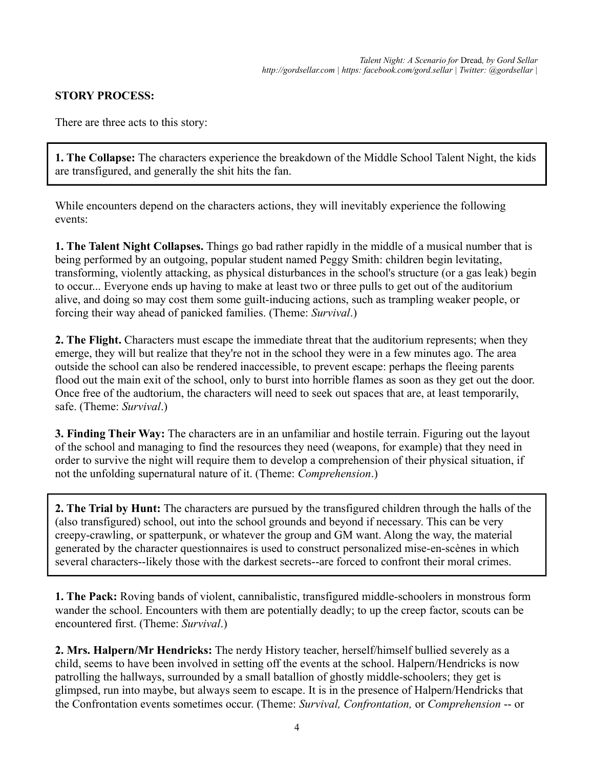**STORY PROCESS:**

There are three acts to this story:

**1. The Collapse:** The characters experience the breakdown of the Middle School Talent Night, the kids are transfigured, and generally the shit hits the fan.

While encounters depend on the characters actions, they will inevitably experience the following events:

**1. The Talent Night Collapses.** Things go bad rather rapidly in the middle of a musical number that is being performed by an outgoing, popular student named Peggy Smith: children begin levitating, transforming, violently attacking, as physical disturbances in the school's structure (or a gas leak) begin to occur... Everyone ends up having to make at least two or three pulls to get out of the auditorium alive, and doing so may cost them some guilt-inducing actions, such as trampling weaker people, or forcing their way ahead of panicked families. (Theme: *Survival*.)

**2. The Flight.** Characters must escape the immediate threat that the auditorium represents; when they emerge, they will but realize that they're not in the school they were in a few minutes ago. The area outside the school can also be rendered inaccessible, to prevent escape: perhaps the fleeing parents flood out the main exit of the school, only to burst into horrible flames as soon as they get out the door. Once free of the audtorium, the characters will need to seek out spaces that are, at least temporarily, safe. (Theme: *Survival*.)

**3. Finding Their Way:** The characters are in an unfamiliar and hostile terrain. Figuring out the layout of the school and managing to find the resources they need (weapons, for example) that they need in order to survive the night will require them to develop a comprehension of their physical situation, if not the unfolding supernatural nature of it. (Theme: *Comprehension*.)

**2. The Trial by Hunt:** The characters are pursued by the transfigured children through the halls of the (also transfigured) school, out into the school grounds and beyond if necessary. This can be very creepy-crawling, or spatterpunk, or whatever the group and GM want. Along the way, the material generated by the character questionnaires is used to construct personalized mise-en-scènes in which several characters--likely those with the darkest secrets--are forced to confront their moral crimes.

**1. The Pack:** Roving bands of violent, cannibalistic, transfigured middle-schoolers in monstrous form wander the school. Encounters with them are potentially deadly; to up the creep factor, scouts can be encountered first. (Theme: *Survival*.)

**2. Mrs. Halpern/Mr Hendricks:** The nerdy History teacher, herself/himself bullied severely as a child, seems to have been involved in setting off the events at the school. Halpern/Hendricks is now patrolling the hallways, surrounded by a small batallion of ghostly middle-schoolers; they get is glimpsed, run into maybe, but always seem to escape. It is in the presence of Halpern/Hendricks that the Confrontation events sometimes occur. (Theme: *Survival, Confrontation,* or *Comprehension* -- or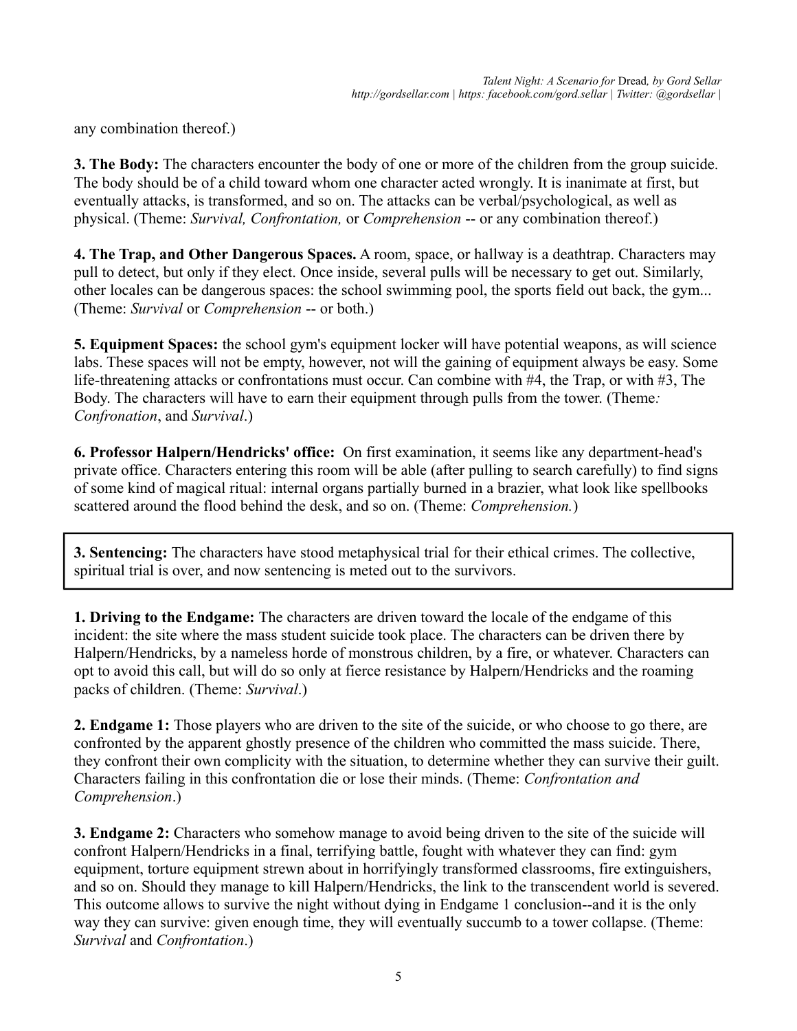any combination thereof.)

**3. The Body:** The characters encounter the body of one or more of the children from the group suicide. The body should be of a child toward whom one character acted wrongly. It is inanimate at first, but eventually attacks, is transformed, and so on. The attacks can be verbal/psychological, as well as physical. (Theme: *Survival, Confrontation,* or *Comprehension* -- or any combination thereof.)

**4. The Trap, and Other Dangerous Spaces.** A room, space, or hallway is a deathtrap. Characters may pull to detect, but only if they elect. Once inside, several pulls will be necessary to get out. Similarly, other locales can be dangerous spaces: the school swimming pool, the sports field out back, the gym... (Theme: *Survival* or *Comprehension* -- or both.)

**5. Equipment Spaces:** the school gym's equipment locker will have potential weapons, as will science labs. These spaces will not be empty, however, not will the gaining of equipment always be easy. Some life-threatening attacks or confrontations must occur. Can combine with #4, the Trap, or with #3, The Body. The characters will have to earn their equipment through pulls from the tower. (Theme*:* *Confronation*, and *Survival*.)

**6. Professor Halpern/Hendricks' office:** On first examination, it seems like any department-head's private office. Characters entering this room will be able (after pulling to search carefully) to find signs of some kind of magical ritual: internal organs partially burned in a brazier, what look like spellbooks scattered around the flood behind the desk, and so on. (Theme: *Comprehension.*)

**3. Sentencing:** The characters have stood metaphysical trial for their ethical crimes. The collective, spiritual trial is over, and now sentencing is meted out to the survivors.

**1. Driving to the Endgame:** The characters are driven toward the locale of the endgame of this incident: the site where the mass student suicide took place. The characters can be driven there by Halpern/Hendricks, by a nameless horde of monstrous children, by a fire, or whatever. Characters can opt to avoid this call, but will do so only at fierce resistance by Halpern/Hendricks and the roaming packs of children. (Theme: *Survival*.)

**2. Endgame 1:** Those players who are driven to the site of the suicide, or who choose to go there, are confronted by the apparent ghostly presence of the children who committed the mass suicide. There, they confront their own complicity with the situation, to determine whether they can survive their guilt. Characters failing in this confrontation die or lose their minds. (Theme: *Confrontation and Comprehension*.)

**3. Endgame 2:** Characters who somehow manage to avoid being driven to the site of the suicide will confront Halpern/Hendricks in a final, terrifying battle, fought with whatever they can find: gym equipment, torture equipment strewn about in horrifyingly transformed classrooms, fire extinguishers, and so on. Should they manage to kill Halpern/Hendricks, the link to the transcendent world is severed. This outcome allows to survive the night without dying in Endgame 1 conclusion--and it is the only way they can survive: given enough time, they will eventually succumb to a tower collapse. (Theme: *Survival* and *Confrontation*.)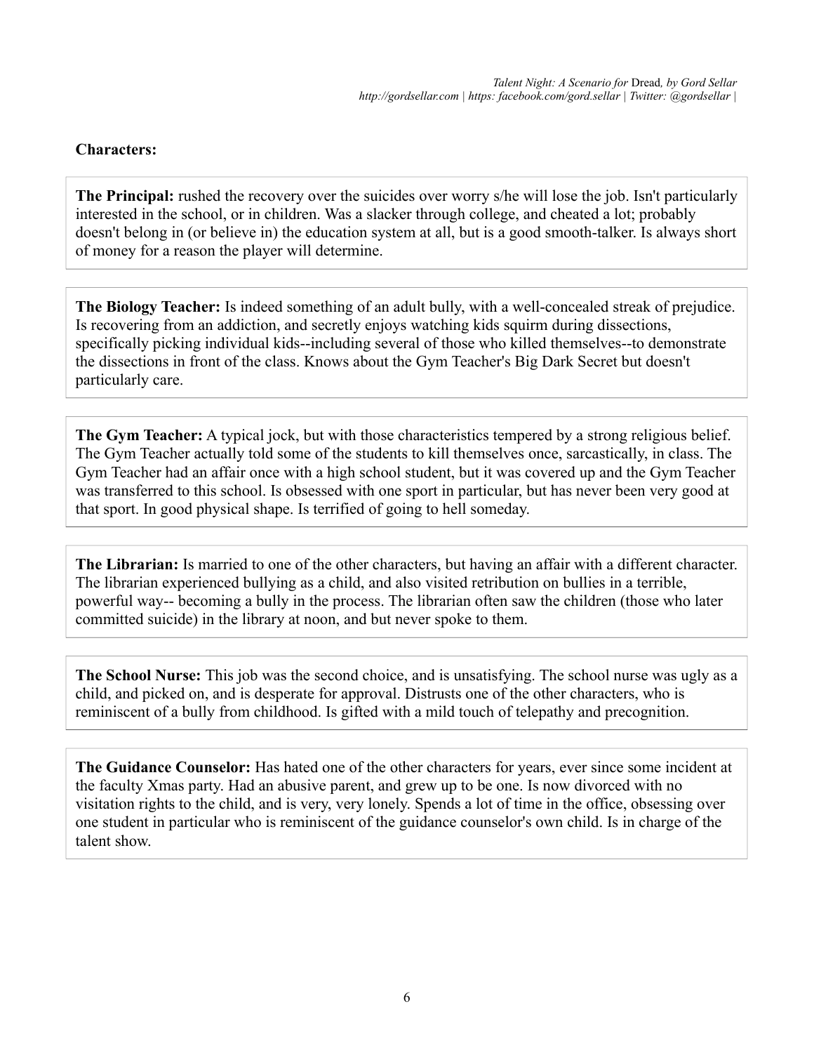**Characters:**

**The Principal:** rushed the recovery over the suicides over worry s/he will lose the job. Isn't particularly interested in the school, or in children. Was a slacker through college, and cheated a lot; probably doesn't belong in (or believe in) the education system at all, but is a good smooth-talker. Is always short of money for a reason the player will determine.

**The Biology Teacher:** Is indeed something of an adult bully, with a well-concealed streak of prejudice. Is recovering from an addiction, and secretly enjoys watching kids squirm during dissections, specifically picking individual kids--including several of those who killed themselves--to demonstrate the dissections in front of the class. Knows about the Gym Teacher's Big Dark Secret but doesn't particularly care.

**The Gym Teacher:** A typical jock, but with those characteristics tempered by a strong religious belief. The Gym Teacher actually told some of the students to kill themselves once, sarcastically, in class. The Gym Teacher had an affair once with a high school student, but it was covered up and the Gym Teacher was transferred to this school. Is obsessed with one sport in particular, but has never been very good at that sport. In good physical shape. Is terrified of going to hell someday.

**The Librarian:** Is married to one of the other characters, but having an affair with a different character. The librarian experienced bullying as a child, and also visited retribution on bullies in a terrible, powerful way-- becoming a bully in the process. The librarian often saw the children (those who later committed suicide) in the library at noon, and but never spoke to them.

**The School Nurse:** This job was the second choice, and is unsatisfying. The school nurse was ugly as a child, and picked on, and is desperate for approval. Distrusts one of the other characters, who is reminiscent of a bully from childhood. Is gifted with a mild touch of telepathy and precognition.

**The Guidance Counselor:** Has hated one of the other characters for years, ever since some incident at the faculty Xmas party. Had an abusive parent, and grew up to be one. Is now divorced with no visitation rights to the child, and is very, very lonely. Spends a lot of time in the office, obsessing over one student in particular who is reminiscent of the guidance counselor's own child. Is in charge of the talent show.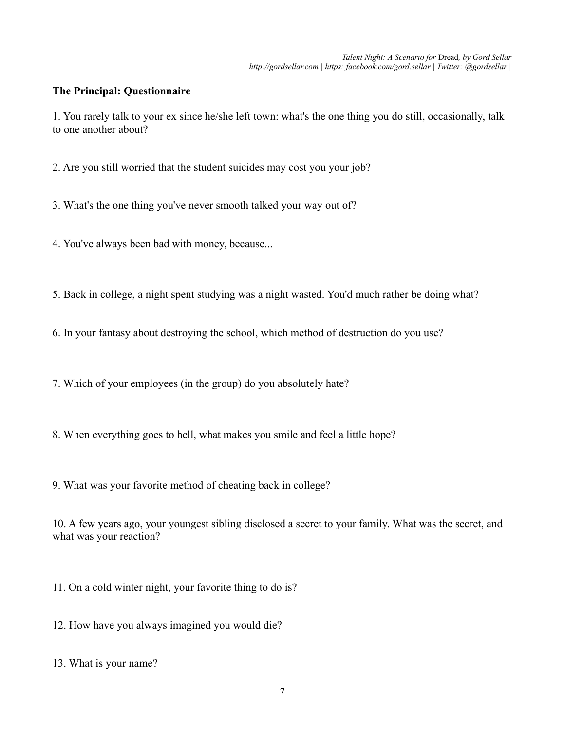**The Principal: Questionnaire**

1. You rarely talk to your ex since he/she left town: what's the one thing you do still, occasionally, talk to one another about?

2. Are you still worried that the student suicides may cost you your job?

3. What's the one thing you've never smooth talked your way out of?

4. You've always been bad with money, because...

5. Back in college, a night spent studying was a night wasted. You'd much rather be doing what?

6. In your fantasy about destroying the school, which method of destruction do you use?

7. Which of your employees (in the group) do you absolutely hate?

8. When everything goes to hell, what makes you smile and feel a little hope?

9. What was your favorite method of cheating back in college?

10. A few years ago, your youngest sibling disclosed a secret to your family. What was the secret, and what was your reaction?

11. On a cold winter night, your favorite thing to do is?

12. How have you always imagined you would die?

13. What is your name?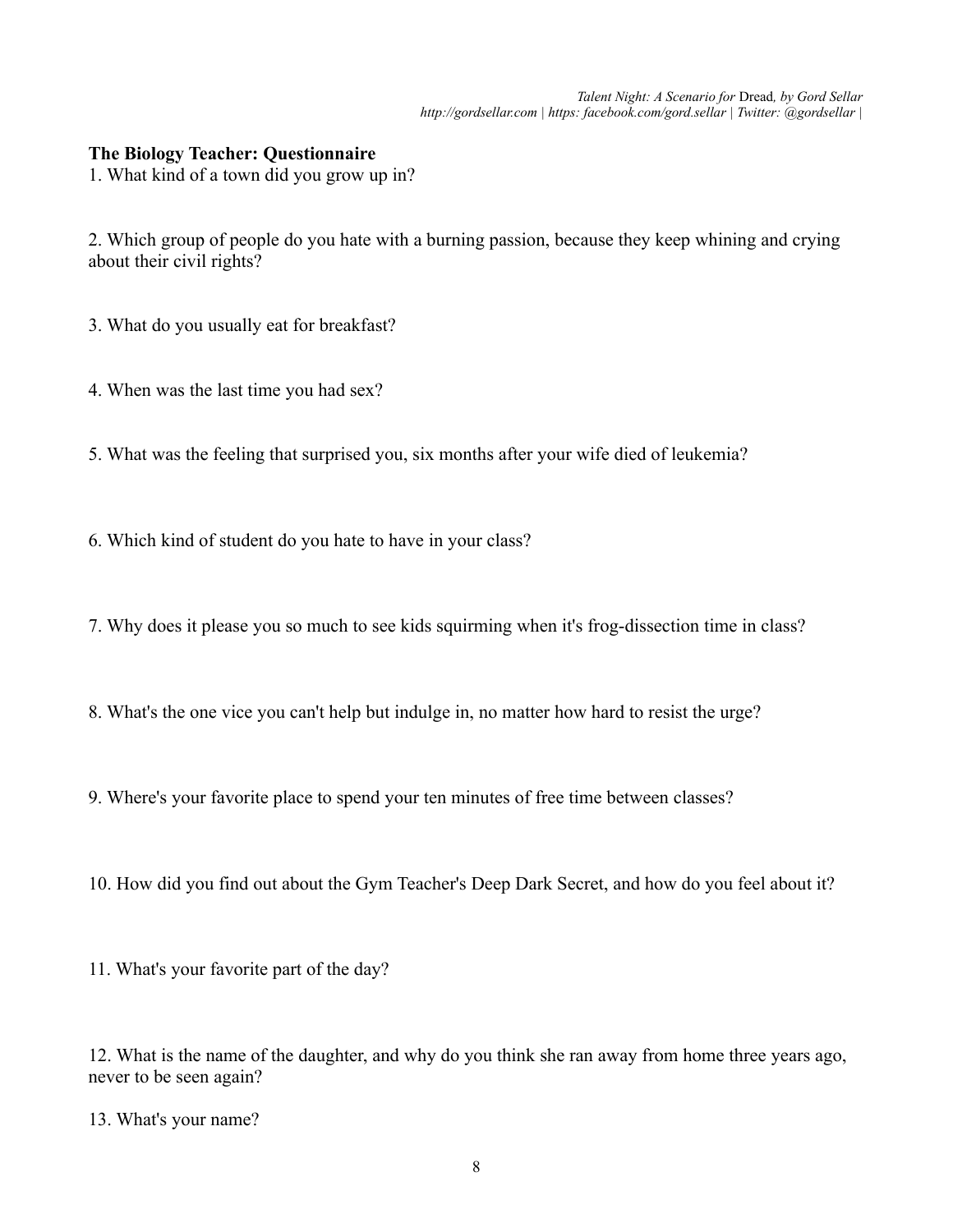**The Biology Teacher: Questionnaire**

1. What kind of a town did you grow up in?

2. Which group of people do you hate with a burning passion, because they keep whining and crying about their civil rights?

3. What do you usually eat for breakfast?

4. When was the last time you had sex?

5. What was the feeling that surprised you, six months after your wife died of leukemia?

6. Which kind of student do you hate to have in your class?

7. Why does it please you so much to see kids squirming when it's frog-dissection time in class?

8. What's the one vice you can't help but indulge in, no matter how hard to resist the urge?

9. Where's your favorite place to spend your ten minutes of free time between classes?

10. How did you find out about the Gym Teacher's Deep Dark Secret, and how do you feel about it?

11. What's your favorite part of the day?

12. What is the name of the daughter, and why do you think she ran away from home three years ago, never to be seen again?

13. What's your name?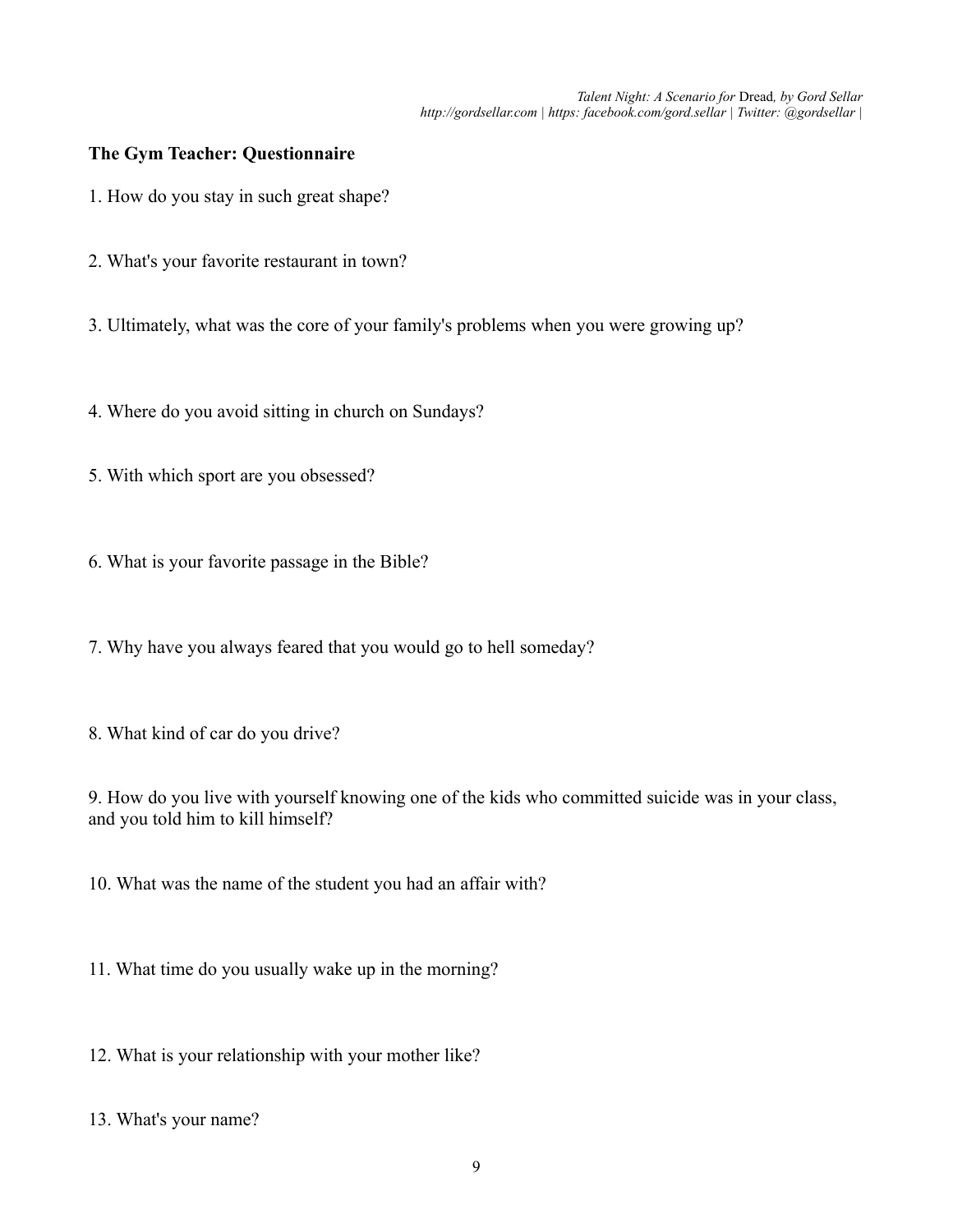**The Gym Teacher: Questionnaire**

1. How do you stay in such great shape?

2. What's your favorite restaurant in town?

3. Ultimately, what was the core of your family's problems when you were growing up?

4. Where do you avoid sitting in church on Sundays?

5. With which sport are you obsessed?

6. What is your favorite passage in the Bible?

7. Why have you always feared that you would go to hell someday?

8. What kind of car do you drive?

9. How do you live with yourself knowing one of the kids who committed suicide was in your class, and you told him to kill himself?

10. What was the name of the student you had an affair with?

11. What time do you usually wake up in the morning?

12. What is your relationship with your mother like?

13. What's your name?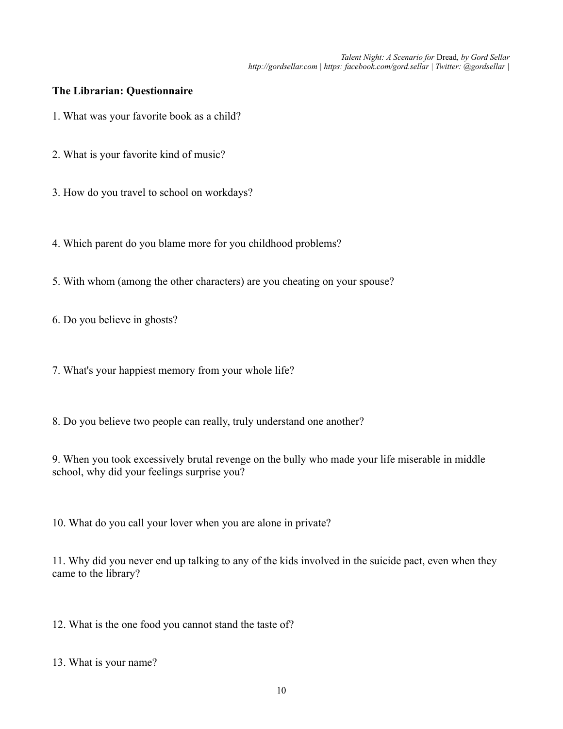**The Librarian: Questionnaire**

1. What was your favorite book as a child?

2. What is your favorite kind of music?

3. How do you travel to school on workdays?

4. Which parent do you blame more for you childhood problems?

5. With whom (among the other characters) are you cheating on your spouse?

6. Do you believe in ghosts?

7. What's your happiest memory from your whole life?

8. Do you believe two people can really, truly understand one another?

9. When you took excessively brutal revenge on the bully who made your life miserable in middle school, why did your feelings surprise you?

10. What do you call your lover when you are alone in private?

11. Why did you never end up talking to any of the kids involved in the suicide pact, even when they came to the library?

12. What is the one food you cannot stand the taste of?

13. What is your name?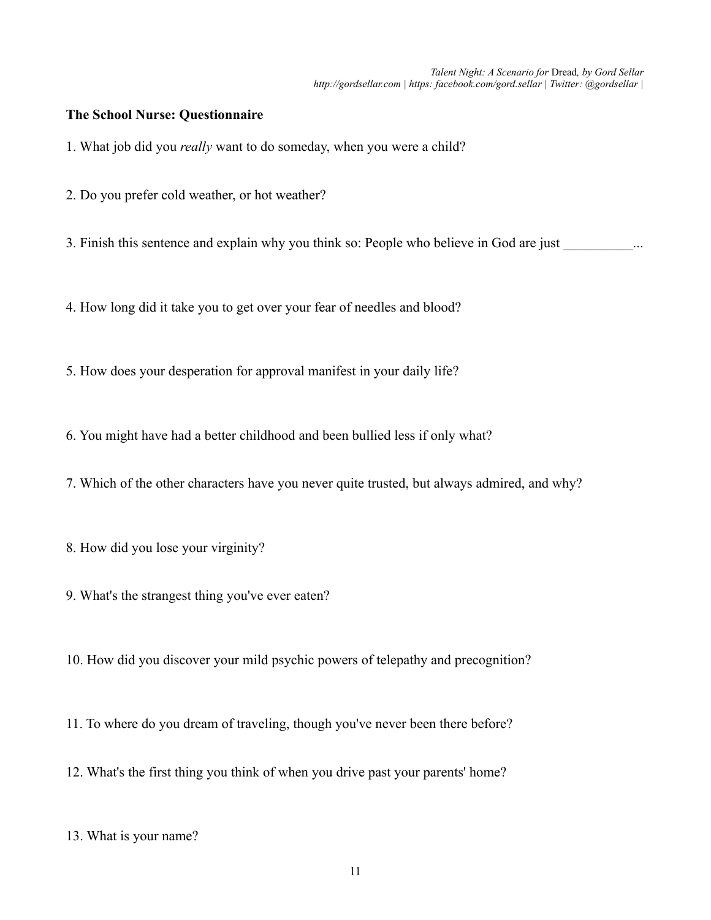**The School Nurse: Questionnaire**

1. What job did you *really* want to do someday, when you were a child?

2. Do you prefer cold weather, or hot weather?

3. Finish this sentence and explain why you think so: People who believe in God are just __________...

4. How long did it take you to get over your fear of needles and blood?

5. How does your desperation for approval manifest in your daily life?

6. You might have had a better childhood and been bullied less if only what?

7. Which of the other characters have you never quite trusted, but always admired, and why?

8. How did you lose your virginity?

9. What's the strangest thing you've ever eaten?

10. How did you discover your mild psychic powers of telepathy and precognition?

11. To where do you dream of traveling, though you've never been there before?

12. What's the first thing you think of when you drive past your parents' home?

13. What is your name?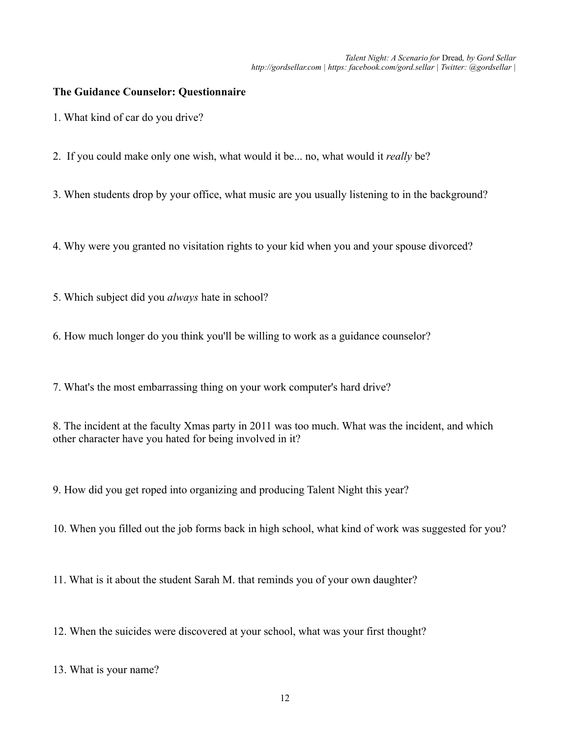**The Guidance Counselor: Questionnaire**

1. What kind of car do you drive?

2. If you could make only one wish, what would it be... no, what would it *really* be?

3. When students drop by your office, what music are you usually listening to in the background?

4. Why were you granted no visitation rights to your kid when you and your spouse divorced?

5. Which subject did you *always* hate in school?

6. How much longer do you think you'll be willing to work as a guidance counselor?

7. What's the most embarrassing thing on your work computer's hard drive?

8. The incident at the faculty Xmas party in 2011 was too much. What was the incident, and which other character have you hated for being involved in it?

9. How did you get roped into organizing and producing Talent Night this year?

10. When you filled out the job forms back in high school, what kind of work was suggested for you?

11. What is it about the student Sarah M. that reminds you of your own daughter?

12. When the suicides were discovered at your school, what was your first thought?

13. What is your name?